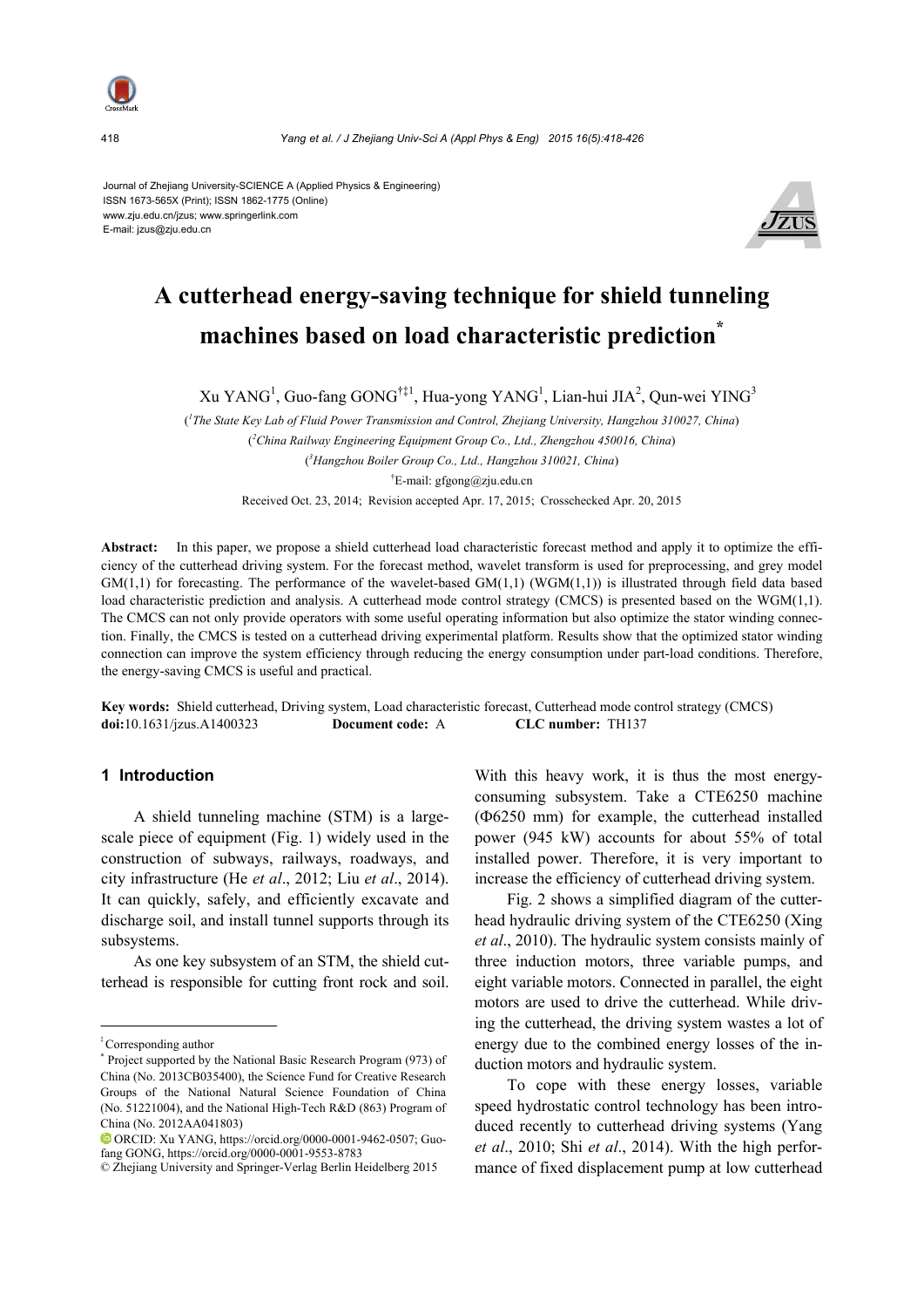Journal of Zhejiang University-SCIENCE A (Applied Physics & Engineering)
ISSN 1673-565X (Print); ISSN 1862-1775 (Online)
www.zju.edu.cn/jzus; www.springerlink.com
E-mail: jzus@zju.edu.cn

# A cutterhead energy-saving technique for shield tunneling machines based on load characteristic prediction*

Xu YANG[1], Guo-fang GONG[†‡1], Hua-yong YANG[1], Lian-hui JIA[2], Qun-wei YING[3]

([1]The State Key Lab of Fluid Power Transmission and Control, Zhejiang University, Hangzhou 310027, China)

([2]China Railway Engineering Equipment Group Co., Ltd., Zhengzhou 450016, China)

([3]Hangzhou Boiler Group Co., Ltd., Hangzhou 310021, China)

[†]E-mail: gfgong@zju.edu.cn

Received Oct. 23, 2014; Revision accepted Apr. 17, 2015; Crosschecked Apr. 20, 2015

**Abstract:** In this paper, we propose a shield cutterhead load characteristic forecast method and apply it to optimize the efficiency of the cutterhead driving system. For the forecast method, wavelet transform is used for preprocessing, and grey model GM(1,1) for forecasting. The performance of the wavelet-based GM(1,1) (WGM(1,1)) is illustrated through field data based load characteristic prediction and analysis. A cutterhead mode control strategy (CMCS) is presented based on the WGM(1,1). The CMCS can not only provide operators with some useful operating information but also optimize the stator winding connection. Finally, the CMCS is tested on a cutterhead driving experimental platform. Results show that the optimized stator winding connection can improve the system efficiency through reducing the energy consumption under part-load conditions. Therefore, the energy-saving CMCS is useful and practical.

**Key words:** Shield cutterhead, Driving system, Load characteristic forecast, Cutterhead mode control strategy (CMCS)
**doi:**10.1631/jzus.A1400323 **Document code:** A **CLC number:** TH137

## 1 Introduction

A shield tunneling machine (STM) is a large-scale piece of equipment (Fig. 1) widely used in the construction of subways, railways, roadways, and city infrastructure (He *et al*., 2012; Liu *et al*., 2014). It can quickly, safely, and efficiently excavate and discharge soil, and install tunnel supports through its subsystems.

As one key subsystem of an STM, the shield cutterhead is responsible for cutting front rock and soil. With this heavy work, it is thus the most energy-consuming subsystem. Take a CTE6250 machine (Φ6250 mm) for example, the cutterhead installed power (945 kW) accounts for about 55% of total installed power. Therefore, it is very important to increase the efficiency of cutterhead driving system.

Fig. 2 shows a simplified diagram of the cutterhead hydraulic driving system of the CTE6250 (Xing *et al*., 2010). The hydraulic system consists mainly of three induction motors, three variable pumps, and eight variable motors. Connected in parallel, the eight motors are used to drive the cutterhead. While driving the cutterhead, the driving system wastes a lot of energy due to the combined energy losses of the induction motors and hydraulic system.

To cope with these energy losses, variable speed hydrostatic control technology has been introduced recently to cutterhead driving systems (Yang *et al*., 2010; Shi *et al*., 2014). With the high performance of fixed displacement pump at low cutterhead

---

‡ Corresponding author

\* Project supported by the National Basic Research Program (973) of China (No. 2013CB035400), the Science Fund for Creative Research Groups of the National Natural Science Foundation of China (No. 51221004), and the National High-Tech R&D (863) Program of China (No. 2012AA041803)

ORCID: Xu YANG, https://orcid.org/0000-0001-9462-0507; Guo-fang GONG, https://orcid.org/0000-0001-9553-8783

© Zhejiang University and Springer-Verlag Berlin Heidelberg 2015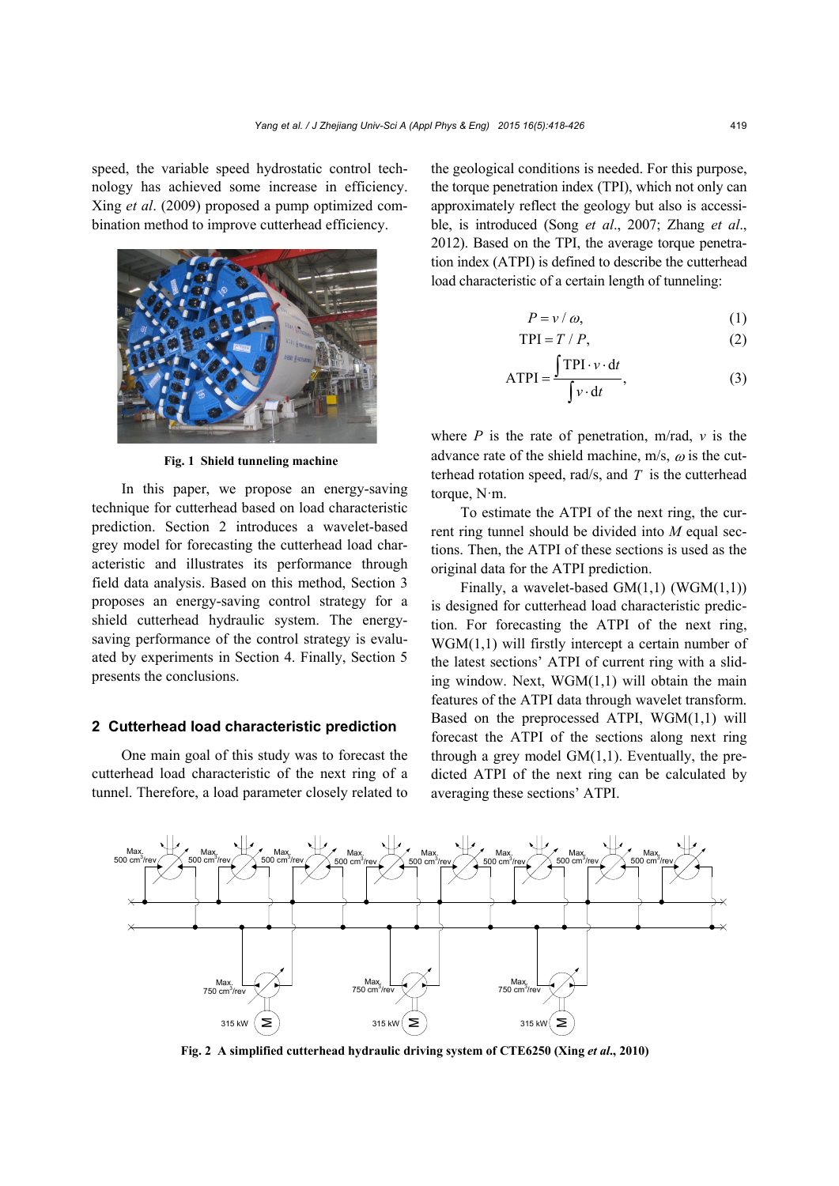speed, the variable speed hydrostatic control technology has achieved some increase in efficiency. Xing *et al*. (2009) proposed a pump optimized combination method to improve cutterhead efficiency.

**Fig. 1 Shield tunneling machine**

In this paper, we propose an energy-saving technique for cutterhead based on load characteristic prediction. Section 2 introduces a wavelet-based grey model for forecasting the cutterhead load characteristic and illustrates its performance through field data analysis. Based on this method, Section 3 proposes an energy-saving control strategy for a shield cutterhead hydraulic system. The energy-saving performance of the control strategy is evaluated by experiments in Section 4. Finally, Section 5 presents the conclusions.

## 2 Cutterhead load characteristic prediction

One main goal of this study was to forecast the cutterhead load characteristic of the next ring of a tunnel. Therefore, a load parameter closely related to the geological conditions is needed. For this purpose, the torque penetration index (TPI), which not only can approximately reflect the geology but also is accessible, is introduced (Song *et al*., 2007; Zhang *et al*., 2012). Based on the TPI, the average torque penetration index (ATPI) is defined to describe the cutterhead load characteristic of a certain length of tunneling:

$$P = v / \omega, \tag{1}$$

$$\text{TPI} = T / P, \tag{2}$$

$$\text{ATPI} = \frac{\int \text{TPI} \cdot v \cdot \text{d}t}{\int v \cdot \text{d}t}, \tag{3}$$

where $P$ is the rate of penetration, m/rad, $v$ is the advance rate of the shield machine, m/s, $\omega$ is the cutterhead rotation speed, rad/s, and $T$ is the cutterhead torque, N·m.

To estimate the ATPI of the next ring, the current ring tunnel should be divided into $M$ equal sections. Then, the ATPI of these sections is used as the original data for the ATPI prediction.

Finally, a wavelet-based GM(1,1) (WGM(1,1)) is designed for cutterhead load characteristic prediction. For forecasting the ATPI of the next ring, WGM(1,1) will firstly intercept a certain number of the latest sections' ATPI of current ring with a sliding window. Next, WGM(1,1) will obtain the main features of the ATPI data through wavelet transform. Based on the preprocessed ATPI, WGM(1,1) will forecast the ATPI of the sections along next ring through a grey model GM(1,1). Eventually, the predicted ATPI of the next ring can be calculated by averaging these sections' ATPI.

**Fig. 2 A simplified cutterhead hydraulic driving system of CTE6250 (Xing *et al*., 2010)**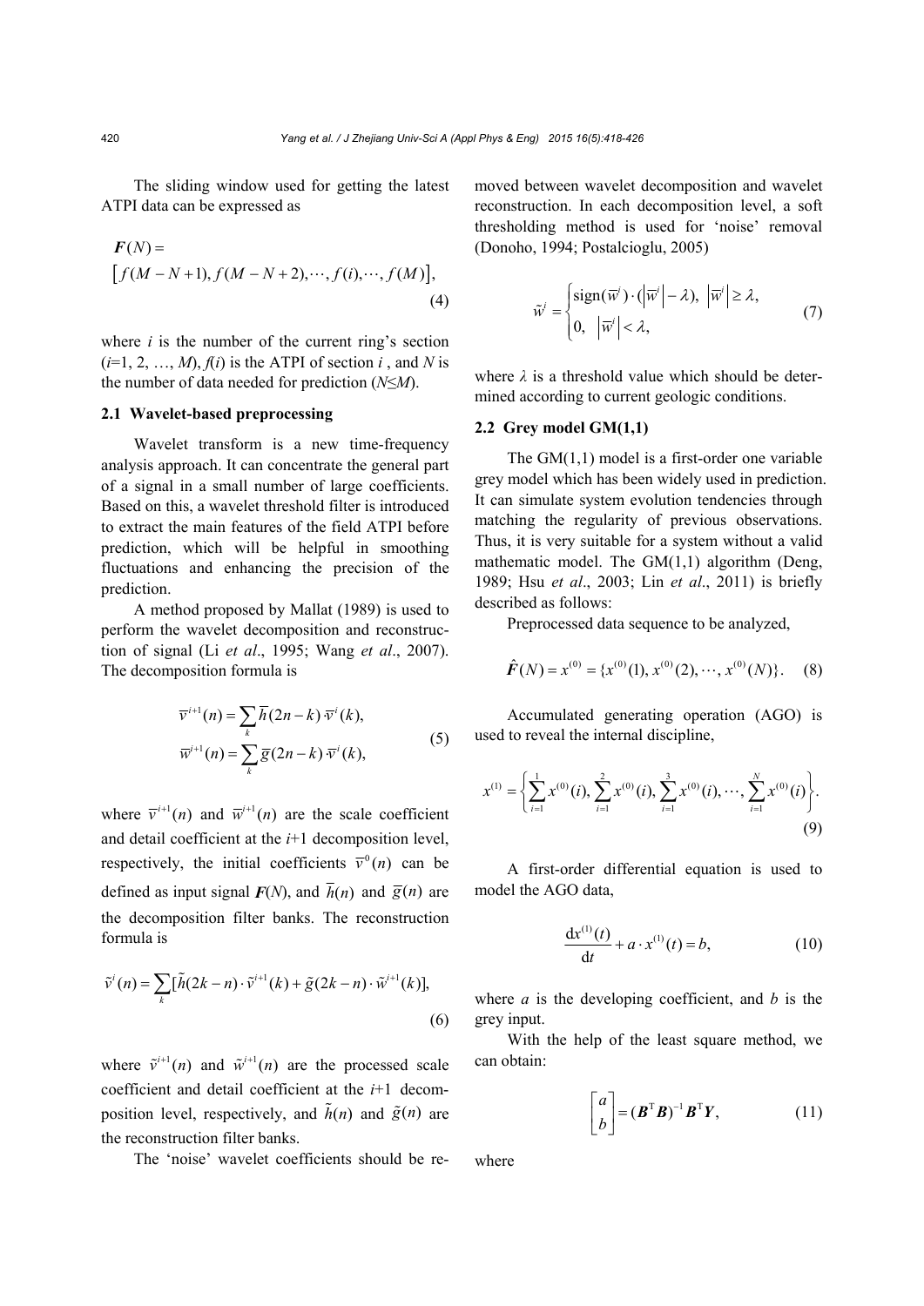The sliding window used for getting the latest ATPI data can be expressed as

$$\boldsymbol{F}(N)=\left[f(M-N+1), f(M-N+2),\cdots, f(i),\cdots, f(M)\right], \tag{4}$$

where $i$ is the number of the current ring's section ($i$=1, 2, …, $M$), $f(i)$ is the ATPI of section $i$ , and $N$ is the number of data needed for prediction ($N$≤$M$).

### 2.1 Wavelet-based preprocessing

Wavelet transform is a new time-frequency analysis approach. It can concentrate the general part of a signal in a small number of large coefficients. Based on this, a wavelet threshold filter is introduced to extract the main features of the field ATPI before prediction, which will be helpful in smoothing fluctuations and enhancing the precision of the prediction.

A method proposed by Mallat (1989) is used to perform the wavelet decomposition and reconstruction of signal (Li *et al*., 1995; Wang *et al*., 2007). The decomposition formula is

$$\begin{aligned}\bar{v}^{i+1}(n)&=\sum_k \bar{h}(2n-k)\,\bar{v}^{i}(k),\\ \bar{w}^{i+1}(n)&=\sum_k \bar{g}(2n-k)\,\bar{v}^{i}(k),\end{aligned} \tag{5}$$

where $\bar{v}^{i+1}(n)$ and $\bar{w}^{i+1}(n)$ are the scale coefficient and detail coefficient at the $i$+1 decomposition level, respectively, the initial coefficients $\bar{v}^{0}(n)$ can be defined as input signal $\boldsymbol{F}(N)$, and $\bar{h}(n)$ and $\bar{g}(n)$ are the decomposition filter banks. The reconstruction formula is

$$\tilde{v}^{i}(n)=\sum_k [\tilde{h}(2k-n)\cdot \tilde{v}^{i+1}(k)+\tilde{g}(2k-n)\cdot \tilde{w}^{i+1}(k)], \tag{6}$$

where $\tilde{v}^{i+1}(n)$ and $\tilde{w}^{i+1}(n)$ are the processed scale coefficient and detail coefficient at the $i$+1 decomposition level, respectively, and $\tilde{h}(n)$ and $\tilde{g}(n)$ are the reconstruction filter banks.

The 'noise' wavelet coefficients should be removed between wavelet decomposition and wavelet reconstruction. In each decomposition level, a soft thresholding method is used for 'noise' removal (Donoho, 1994; Postalcioglu, 2005)

$$\tilde{w}^{i}=\begin{cases}\operatorname{sign}(\bar{w}^{i})\cdot(\left|\bar{w}^{i}\right|-\lambda), & \left|\bar{w}^{i}\right|\geq\lambda,\\ 0, & \left|\bar{w}^{i}\right|<\lambda,\end{cases} \tag{7}$$

where $\lambda$ is a threshold value which should be determined according to current geologic conditions.

### 2.2 Grey model GM(1,1)

The GM(1,1) model is a first-order one variable grey model which has been widely used in prediction. It can simulate system evolution tendencies through matching the regularity of previous observations. Thus, it is very suitable for a system without a valid mathematic model. The GM(1,1) algorithm (Deng, 1989; Hsu *et al*., 2003; Lin *et al*., 2011) is briefly described as follows:

Preprocessed data sequence to be analyzed,

$$\hat{\boldsymbol{F}}(N)=x^{(0)}=\{x^{(0)}(1), x^{(0)}(2),\cdots, x^{(0)}(N)\}. \tag{8}$$

Accumulated generating operation (AGO) is used to reveal the internal discipline,

$$x^{(1)}=\left\{\sum_{i=1}^{1}x^{(0)}(i), \sum_{i=1}^{2}x^{(0)}(i), \sum_{i=1}^{3}x^{(0)}(i),\cdots,\sum_{i=1}^{N}x^{(0)}(i)\right\}. \tag{9}$$

A first-order differential equation is used to model the AGO data,

$$\frac{\mathrm{d}x^{(1)}(t)}{\mathrm{d}t}+a\cdot x^{(1)}(t)=b, \tag{10}$$

where $a$ is the developing coefficient, and $b$ is the grey input.

With the help of the least square method, we can obtain:

$$\begin{bmatrix}a\\ b\end{bmatrix}=(\boldsymbol{B}^{\mathrm{T}}\boldsymbol{B})^{-1}\boldsymbol{B}^{\mathrm{T}}\boldsymbol{Y}, \tag{11}$$

where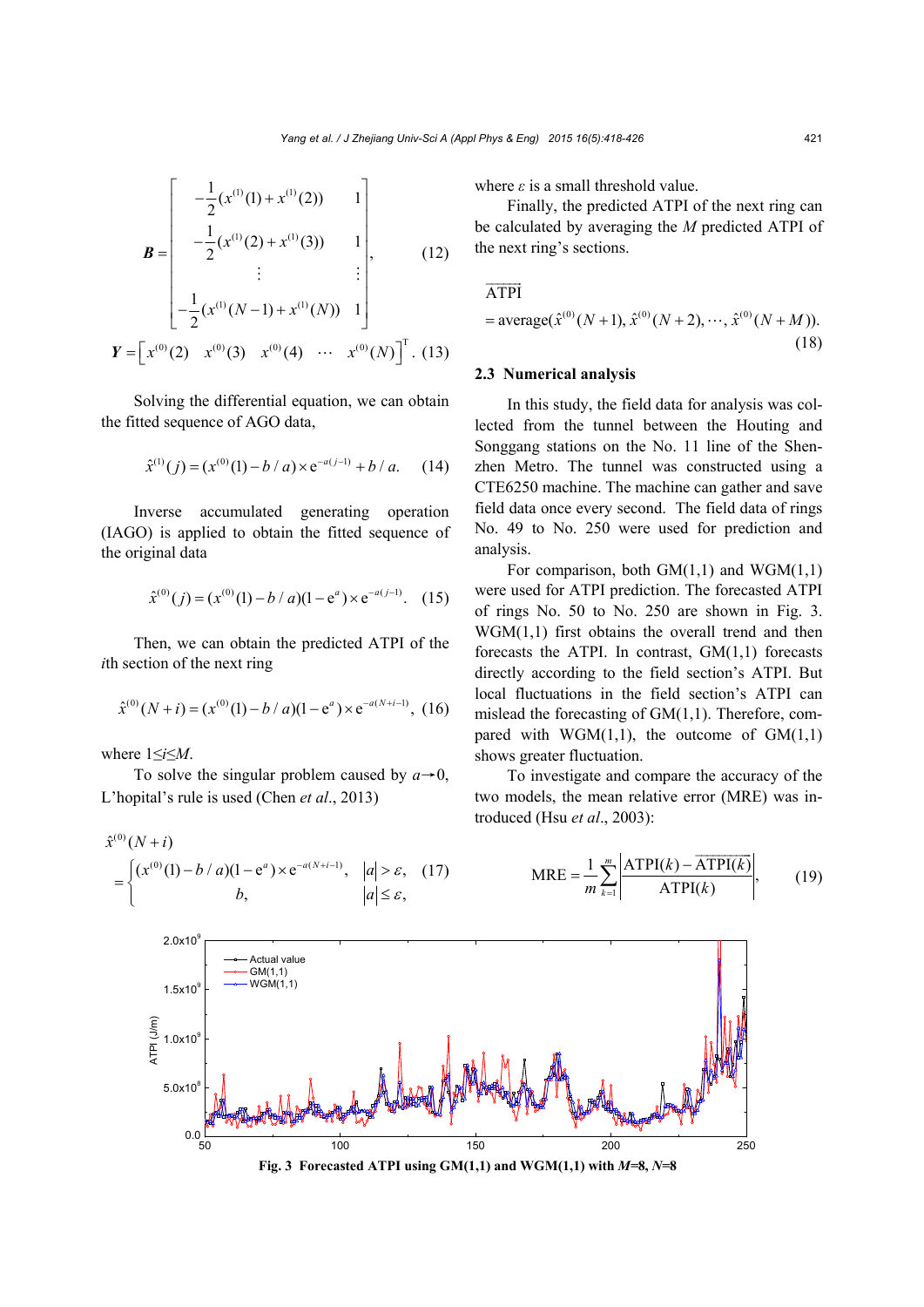$$\boldsymbol{B}=\begin{bmatrix} -\frac{1}{2}(x^{(1)}(1)+x^{(1)}(2)) & 1 \\ -\frac{1}{2}(x^{(1)}(2)+x^{(1)}(3)) & 1 \\ \vdots & \vdots \\ -\frac{1}{2}(x^{(1)}(N-1)+x^{(1)}(N)) & 1 \end{bmatrix}, \tag{12}$$

$$\boldsymbol{Y}=\left[x^{(0)}(2) \quad x^{(0)}(3) \quad x^{(0)}(4) \quad \cdots \quad x^{(0)}(N)\right]^{\mathrm{T}}. \tag{13}$$

Solving the differential equation, we can obtain the fitted sequence of AGO data,

$$\hat{x}^{(1)}(j)=(x^{(0)}(1)-b/a)\times \mathrm{e}^{-a(j-1)}+b/a. \tag{14}$$

Inverse accumulated generating operation (IAGO) is applied to obtain the fitted sequence of the original data

$$\hat{x}^{(0)}(j)=(x^{(0)}(1)-b/a)(1-\mathrm{e}^{a})\times \mathrm{e}^{-a(j-1)}. \tag{15}$$

Then, we can obtain the predicted ATPI of the $i$th section of the next ring

$$\hat{x}^{(0)}(N+i)=(x^{(0)}(1)-b/a)(1-\mathrm{e}^{a})\times \mathrm{e}^{-a(N+i-1)}, \tag{16}$$

where $1\le i\le M$.

To solve the singular problem caused by $a\to 0$, L'hopital's rule is used (Chen *et al*., 2013)

$$\hat{x}^{(0)}(N+i)=\begin{cases}(x^{(0)}(1)-b/a)(1-\mathrm{e}^{a})\times \mathrm{e}^{-a(N+i-1)}, & |a|>\varepsilon, \\ b, & |a|\le\varepsilon,\end{cases} \tag{17}$$

where $\varepsilon$ is a small threshold value.

Finally, the predicted ATPI of the next ring can be calculated by averaging the $M$ predicted ATPI of the next ring's sections.

$$\overline{\mathrm{ATPI}}=\mathrm{average}(\hat{x}^{(0)}(N+1), \hat{x}^{(0)}(N+2), \cdots, \hat{x}^{(0)}(N+M)). \tag{18}$$

### 2.3 Numerical analysis

In this study, the field data for analysis was collected from the tunnel between the Houting and Songgang stations on the No. 11 line of the Shenzhen Metro. The tunnel was constructed using a CTE6250 machine. The machine can gather and save field data once every second. The field data of rings No. 49 to No. 250 were used for prediction and analysis.

For comparison, both GM(1,1) and WGM(1,1) were used for ATPI prediction. The forecasted ATPI of rings No. 50 to No. 250 are shown in Fig. 3. WGM(1,1) first obtains the overall trend and then forecasts the ATPI. In contrast, GM(1,1) forecasts directly according to the field section's ATPI. But local fluctuations in the field section's ATPI can mislead the forecasting of GM(1,1). Therefore, compared with WGM(1,1), the outcome of GM(1,1) shows greater fluctuation.

To investigate and compare the accuracy of the two models, the mean relative error (MRE) was introduced (Hsu *et al*., 2003):

$$\mathrm{MRE}=\frac{1}{m}\sum_{k=1}^{m}\left|\frac{\mathrm{ATPI}(k)-\overline{\mathrm{ATPI}(k)}}{\mathrm{ATPI}(k)}\right|, \tag{19}$$

**Fig. 3 Forecasted ATPI using GM(1,1) and WGM(1,1) with $M$=8, $N$=8**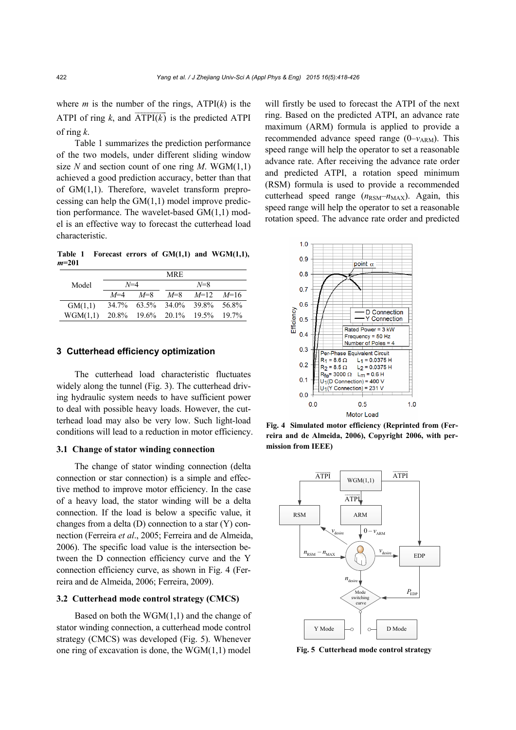where $m$ is the number of the rings, ATPI($k$) is the ATPI of ring $k$, and $\overline{\text{ATPI}(k)}$ is the predicted ATPI of ring $k$.

Table 1 summarizes the prediction performance of the two models, under different sliding window size $N$ and section count of one ring $M$. WGM(1,1) achieved a good prediction accuracy, better than that of GM(1,1). Therefore, wavelet transform preprocessing can help the GM(1,1) model improve prediction performance. The wavelet-based GM(1,1) model is an effective way to forecast the cutterhead load characteristic.

**Table 1 Forecast errors of GM(1,1) and WGM(1,1), $m$=201**

| Model | MRE | | | | |
|---|---|---|---|---|---|
| | $N$=4 | | $N$=8 | | |
| | $M$=4 | $M$=8 | $M$=8 | $M$=12 | $M$=16 |
| GM(1,1) | 34.7% | 63.5% | 34.0% | 39.8% | 56.8% |
| WGM(1,1) | 20.8% | 19.6% | 20.1% | 19.5% | 19.7% |

## 3 Cutterhead efficiency optimization

The cutterhead load characteristic fluctuates widely along the tunnel (Fig. 3). The cutterhead driving hydraulic system needs to have sufficient power to deal with possible heavy loads. However, the cutterhead load may also be very low. Such light-load conditions will lead to a reduction in motor efficiency.

### 3.1 Change of stator winding connection

The change of stator winding connection (delta connection or star connection) is a simple and effective method to improve motor efficiency. In the case of a heavy load, the stator winding will be a delta connection. If the load is below a specific value, it changes from a delta (D) connection to a star (Y) connection (Ferreira *et al*., 2005; Ferreira and de Almeida, 2006). The specific load value is the intersection between the D connection efficiency curve and the Y connection efficiency curve, as shown in Fig. 4 (Ferreira and de Almeida, 2006; Ferreira, 2009).

### 3.2 Cutterhead mode control strategy (CMCS)

Based on both the WGM(1,1) and the change of stator winding connection, a cutterhead mode control strategy (CMCS) was developed (Fig. 5). Whenever one ring of excavation is done, the WGM(1,1) model will firstly be used to forecast the ATPI of the next ring. Based on the predicted ATPI, an advance rate maximum (ARM) formula is applied to provide a recommended advance speed range (0–$v_{\text{ARM}}$). This speed range will help the operator to set a reasonable advance rate. After receiving the advance rate order and predicted ATPI, a rotation speed minimum (RSM) formula is used to provide a recommended cutterhead speed range ($n_{\text{RSM}}$–$n_{\text{MAX}}$). Again, this speed range will help the operator to set a reasonable rotation speed. The advance rate order and predicted

**Fig. 4 Simulated motor efficiency (Reprinted from (Ferreira and de Almeida, 2006), Copyright 2006, with permission from IEEE)**

**Fig. 5 Cutterhead mode control strategy**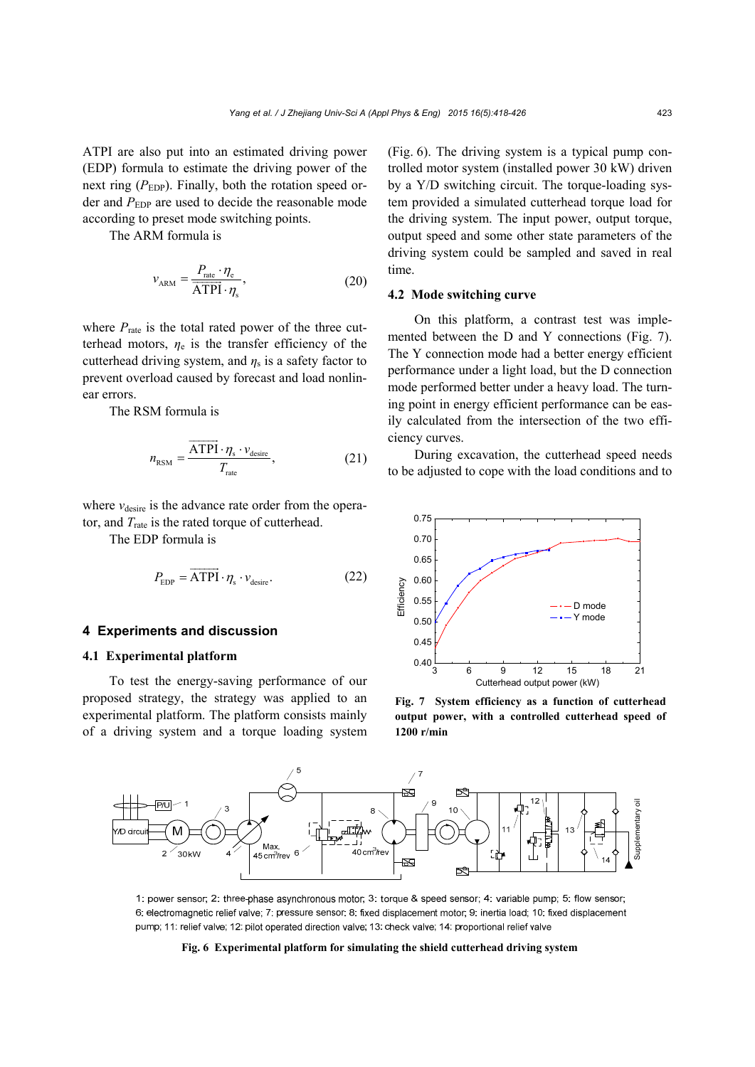ATPI are also put into an estimated driving power (EDP) formula to estimate the driving power of the next ring ($P_{EDP}$). Finally, both the rotation speed order and $P_{EDP}$ are used to decide the reasonable mode according to preset mode switching points.

The ARM formula is

$$v_{ARM} = \frac{P_{rate} \cdot \eta_e}{\overrightarrow{ATPI} \cdot \eta_s}, \tag{20}$$

where $P_{rate}$ is the total rated power of the three cutterhead motors, $\eta_e$ is the transfer efficiency of the cutterhead driving system, and $\eta_s$ is a safety factor to prevent overload caused by forecast and nonlinear errors.

The RSM formula is

$$n_{RSM} = \frac{\overrightarrow{ATPI} \cdot \eta_s \cdot v_{desire}}{T_{rate}}, \tag{21}$$

where $v_{desire}$ is the advance rate order from the operator, and $T_{rate}$ is the rated torque of cutterhead.

The EDP formula is

$$P_{EDP} = \overrightarrow{ATPI} \cdot \eta_s \cdot v_{desire}. \tag{22}$$

## 4 Experiments and discussion

### 4.1 Experimental platform

To test the energy-saving performance of our proposed strategy, the strategy was applied to an experimental platform. The platform consists mainly of a driving system and a torque loading system (Fig. 6). The driving system is a typical pump controlled motor system (installed power 30 kW) driven by a Y/D switching circuit. The torque-loading system provided a simulated cutterhead torque load for the driving system. The input power, output torque, output speed and some other state parameters of the driving system could be sampled and saved in real time.

### 4.2 Mode switching curve

On this platform, a contrast test was implemented between the D and Y connections (Fig. 7). The Y connection mode had a better energy efficient performance under a light load, but the D connection mode performed better under a heavy load. The turning point in energy efficient performance can be easily calculated from the intersection of the two efficiency curves.

During excavation, the cutterhead speed needs to be adjusted to cope with the load conditions and to

**Fig. 7 System efficiency as a function of cutterhead output power, with a controlled cutterhead speed of 1200 r/min**

1: power sensor; 2: three-phase asynchronous motor; 3: torque & speed sensor; 4: variable pump; 5: flow sensor; 6: electromagnetic relief valve; 7: pressure sensor; 8: fixed displacement motor; 9: inertia load; 10: fixed displacement pump; 11: relief valve; 12: pilot operated direction valve; 13: check valve; 14: proportional relief valve

**Fig. 6 Experimental platform for simulating the shield cutterhead driving system**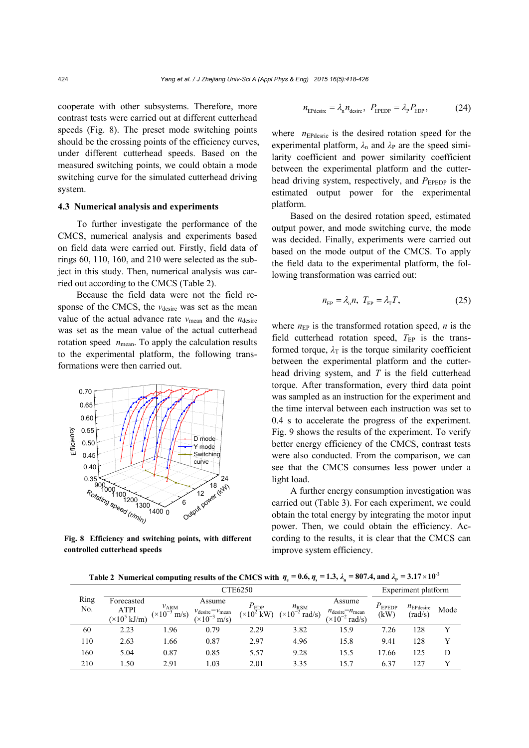cooperate with other subsystems. Therefore, more contrast tests were carried out at different cutterhead speeds (Fig. 8). The preset mode switching points should be the crossing points of the efficiency curves, under different cutterhead speeds. Based on the measured switching points, we could obtain a mode switching curve for the simulated cutterhead driving system.

### 4.3 Numerical analysis and experiments

To further investigate the performance of the CMCS, numerical analysis and experiments based on field data were carried out. Firstly, field data of rings 60, 110, 160, and 210 were selected as the subject in this study. Then, numerical analysis was carried out according to the CMCS (Table 2).

Because the field data were not the field response of the CMCS, the $v_{desire}$ was set as the mean value of the actual advance rate $v_{mean}$ and the $n_{desire}$ was set as the mean value of the actual cutterhead rotation speed $n_{mean}$. To apply the calculation results to the experimental platform, the following transformations were then carried out.

Fig. 8 Efficiency and switching points, with different controlled cutterhead speeds

$$n_{EPdesire} = \lambda_n n_{desire},\ \ P_{EPEDP} = \lambda_P P_{EDP}, \tag{24}$$

where $n_{EPdesrie}$ is the desired rotation speed for the experimental platform, $\lambda_n$ and $\lambda_P$ are the speed similarity coefficient and power similarity coefficient between the experimental platform and the cutterhead driving system, respectively, and $P_{EPEDP}$ is the estimated output power for the experimental platform.

Based on the desired rotation speed, estimated output power, and mode switching curve, the mode was decided. Finally, experiments were carried out based on the mode output of the CMCS. To apply the field data to the experimental platform, the following transformation was carried out:

$$n_{EP} = \lambda_n n,\ \ T_{EP} = \lambda_T T, \tag{25}$$

where $n_{EP}$ is the transformed rotation speed, $n$ is the field cutterhead rotation speed, $T_{EP}$ is the transformed torque, $\lambda_T$ is the torque similarity coefficient between the experimental platform and the cutterhead driving system, and $T$ is the field cutterhead torque. After transformation, every third data point was sampled as an instruction for the experiment and the time interval between each instruction was set to 0.4 s to accelerate the progress of the experiment. Fig. 9 shows the results of the experiment. To verify better energy efficiency of the CMCS, contrast tests were also conducted. From the comparison, we can see that the CMCS consumes less power under a light load.

A further energy consumption investigation was carried out (Table 3). For each experiment, we could obtain the total energy by integrating the motor input power. Then, we could obtain the efficiency. According to the results, it is clear that the CMCS can improve system efficiency.

**Table 2 Numerical computing results of the CMCS with $\eta_e$ = 0.6, $\eta_s$ = 1.3, $\lambda_n$ = 807.4, and $\lambda_P$ = 3.17×10$^{-2}$**

| Ring No. | CTE6250 | | | | | | Experiment platform | | |
|---|---|---|---|---|---|---|---|---|---|
| | Forecasted ATPI (×10$^5$ kJ/m) | $v_{ARM}$ (×10$^{-3}$ m/s) | Assume $v_{desire}$=$v_{mean}$ (×10$^{-3}$ m/s) | $P_{EDP}$ (×10$^2$ kW) | $n_{RSM}$ (×10$^{-2}$ rad/s) | Assume $n_{desire}$=$n_{mean}$ (×10$^{-2}$ rad/s) | $P_{EPEDP}$ (kW) | $n_{EPdesire}$ (rad/s) | Mode |
| 60 | 2.23 | 1.96 | 0.79 | 2.29 | 3.82 | 15.9 | 7.26 | 128 | Y |
| 110 | 2.63 | 1.66 | 0.87 | 2.97 | 4.96 | 15.8 | 9.41 | 128 | Y |
| 160 | 5.04 | 0.87 | 0.85 | 5.57 | 9.28 | 15.5 | 17.66 | 125 | D |
| 210 | 1.50 | 2.91 | 1.03 | 2.01 | 3.35 | 15.7 | 6.37 | 127 | Y |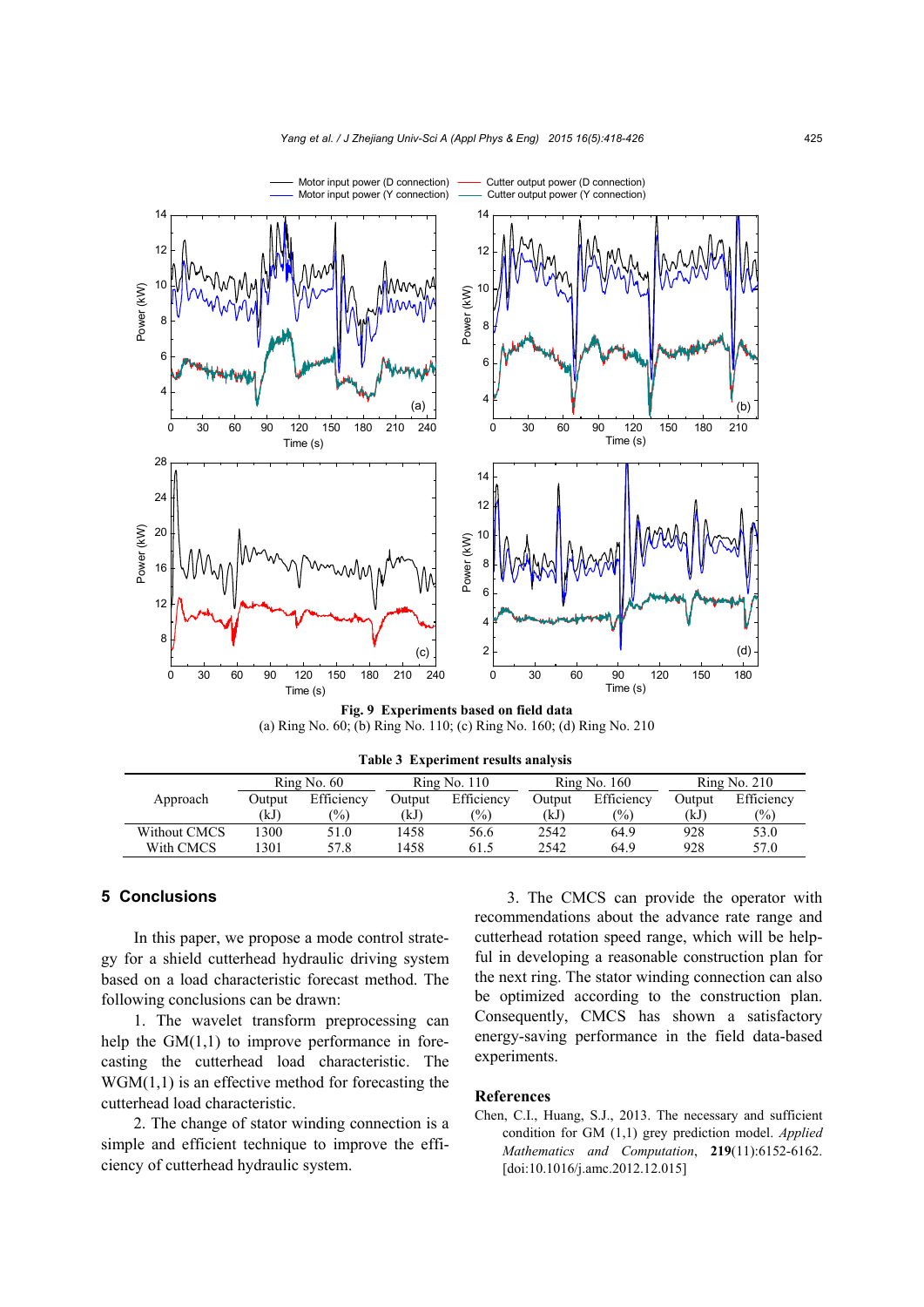Fig. 9 Experiments based on field data
(a) Ring No. 60; (b) Ring No. 110; (c) Ring No. 160; (d) Ring No. 210

Table 3 Experiment results analysis

| Approach | Ring No. 60 | | Ring No. 110 | | Ring No. 160 | | Ring No. 210 | |
|---|---|---|---|---|---|---|---|---|
| | Output (kJ) | Efficiency (%) | Output (kJ) | Efficiency (%) | Output (kJ) | Efficiency (%) | Output (kJ) | Efficiency (%) |
| Without CMCS | 1300 | 51.0 | 1458 | 56.6 | 2542 | 64.9 | 928 | 53.0 |
| With CMCS | 1301 | 57.8 | 1458 | 61.5 | 2542 | 64.9 | 928 | 57.0 |

## 5 Conclusions

In this paper, we propose a mode control strategy for a shield cutterhead hydraulic driving system based on a load characteristic forecast method. The following conclusions can be drawn:

1. The wavelet transform preprocessing can help the GM(1,1) to improve performance in forecasting the cutterhead load characteristic. The WGM(1,1) is an effective method for forecasting the cutterhead load characteristic.

2. The change of stator winding connection is a simple and efficient technique to improve the efficiency of cutterhead hydraulic system.

3. The CMCS can provide the operator with recommendations about the advance rate range and cutterhead rotation speed range, which will be helpful in developing a reasonable construction plan for the next ring. The stator winding connection can also be optimized according to the construction plan. Consequently, CMCS has shown a satisfactory energy-saving performance in the field data-based experiments.

## References

Chen, C.I., Huang, S.J., 2013. The necessary and sufficient condition for GM (1,1) grey prediction model. *Applied Mathematics and Computation*, **219**(11):6152-6162. [doi:10.1016/j.amc.2012.12.015]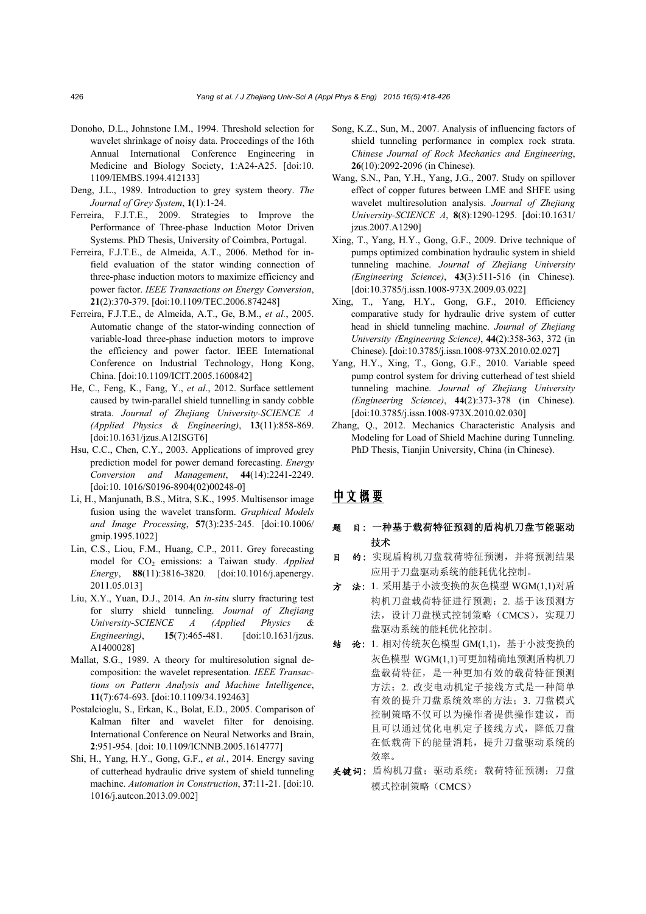Donoho, D.L., Johnstone I.M., 1994. Threshold selection for wavelet shrinkage of noisy data. Proceedings of the 16th Annual International Conference Engineering in Medicine and Biology Society, **1**:A24-A25. [doi:10.1109/IEMBS.1994.412133]

Deng, J.L., 1989. Introduction to grey system theory. *The Journal of Grey System*, **1**(1):1-24.

Ferreira, F.J.T.E., 2009. Strategies to Improve the Performance of Three-phase Induction Motor Driven Systems. PhD Thesis, University of Coimbra, Portugal.

Ferreira, F.J.T.E., de Almeida, A.T., 2006. Method for in-field evaluation of the stator winding connection of three-phase induction motors to maximize efficiency and power factor. *IEEE Transactions on Energy Conversion*, **21**(2):370-379. [doi:10.1109/TEC.2006.874248]

Ferreira, F.J.T.E., de Almeida, A.T., Ge, B.M., *et al.*, 2005. Automatic change of the stator-winding connection of variable-load three-phase induction motors to improve the efficiency and power factor. IEEE International Conference on Industrial Technology, Hong Kong, China. [doi:10.1109/ICIT.2005.1600842]

He, C., Feng, K., Fang, Y., *et al*., 2012. Surface settlement caused by twin-parallel shield tunnelling in sandy cobble strata. *Journal of Zhejiang University-SCIENCE A (Applied Physics & Engineering)*, **13**(11):858-869. [doi:10.1631/jzus.A12ISGT6]

Hsu, C.C., Chen, C.Y., 2003. Applications of improved grey prediction model for power demand forecasting. *Energy Conversion and Management*, **44**(14):2241-2249. [doi:10. 1016/S0196-8904(02)00248-0]

Li, H., Manjunath, B.S., Mitra, S.K., 1995. Multisensor image fusion using the wavelet transform. *Graphical Models and Image Processing*, **57**(3):235-245. [doi:10.1006/gmip.1995.1022]

Lin, C.S., Liou, F.M., Huang, C.P., 2011. Grey forecasting model for $CO_2$ emissions: a Taiwan study. *Applied Energy*, **88**(11):3816-3820. [doi:10.1016/j.apenergy.2011.05.013]

Liu, X.Y., Yuan, D.J., 2014. An *in-situ* slurry fracturing test for slurry shield tunneling. *Journal of Zhejiang University-SCIENCE A (Applied Physics & Engineering)*, **15**(7):465-481. [doi:10.1631/jzus.A1400028]

Mallat, S.G., 1989. A theory for multiresolution signal decomposition: the wavelet representation. *IEEE Transactions on Pattern Analysis and Machine Intelligence*, **11**(7):674-693. [doi:10.1109/34.192463]

Postalcioglu, S., Erkan, K., Bolat, E.D., 2005. Comparison of Kalman filter and wavelet filter for denoising. International Conference on Neural Networks and Brain, **2**:951-954. [doi: 10.1109/ICNNB.2005.1614777]

Shi, H., Yang, H.Y., Gong, G.F., *et al.*, 2014. Energy saving of cutterhead hydraulic drive system of shield tunneling machine. *Automation in Construction*, **37**:11-21. [doi:10.1016/j.autcon.2013.09.002]

Song, K.Z., Sun, M., 2007. Analysis of influencing factors of shield tunneling performance in complex rock strata. *Chinese Journal of Rock Mechanics and Engineering*, **26**(10):2092-2096 (in Chinese).

Wang, S.N., Pan, Y.H., Yang, J.G., 2007. Study on spillover effect of copper futures between LME and SHFE using wavelet multiresolution analysis. *Journal of Zhejiang University-SCIENCE A*, **8**(8):1290-1295. [doi:10.1631/jzus.2007.A1290]

Xing, T., Yang, H.Y., Gong, G.F., 2009. Drive technique of pumps optimized combination hydraulic system in shield tunneling machine. *Journal of Zhejiang University (Engineering Science)*, **43**(3):511-516 (in Chinese). [doi:10.3785/j.issn.1008-973X.2009.03.022]

Xing, T., Yang, H.Y., Gong, G.F., 2010. Efficiency comparative study for hydraulic drive system of cutter head in shield tunneling machine. *Journal of Zhejiang University (Engineering Science)*, **44**(2):358-363, 372 (in Chinese). [doi:10.3785/j.issn.1008-973X.2010.02.027]

Yang, H.Y., Xing, T., Gong, G.F., 2010. Variable speed pump control system for driving cutterhead of test shield tunneling machine. *Journal of Zhejiang University (Engineering Science)*, **44**(2):373-378 (in Chinese). [doi:10.3785/j.issn.1008-973X.2010.02.030]

Zhang, Q., 2012. Mechanics Characteristic Analysis and Modeling for Load of Shield Machine during Tunneling. PhD Thesis, Tianjin University, China (in Chinese).

## 中文概要

**题 目：** 一种基于载荷特征预测的盾构机刀盘节能驱动技术

**目 的：** 实现盾构机刀盘载荷特征预测，并将预测结果应用于刀盘驱动系统的能耗优化控制。

**方 法：** 1. 采用基于小波变换的灰色模型 WGM(1,1)对盾构机刀盘载荷特征进行预测；2. 基于该预测方法，设计刀盘模式控制策略（CMCS），实现刀盘驱动系统的能耗优化控制。

**结 论：** 1. 相对传统灰色模型 GM(1,1)，基于小波变换的灰色模型 WGM(1,1)可更加精确地预测盾构机刀盘载荷特征，是一种更加有效的载荷特征预测方法；2. 改变电动机定子接线方式是一种简单有效的提升刀盘系统效率的方法；3. 刀盘模式控制策略不仅可以为操作者提供操作建议，而且可以通过优化电机定子接线方式，降低刀盘在低载荷下的能量消耗，提升刀盘驱动系统的效率。

**关键词：** 盾构机刀盘；驱动系统；载荷特征预测；刀盘模式控制策略（CMCS）